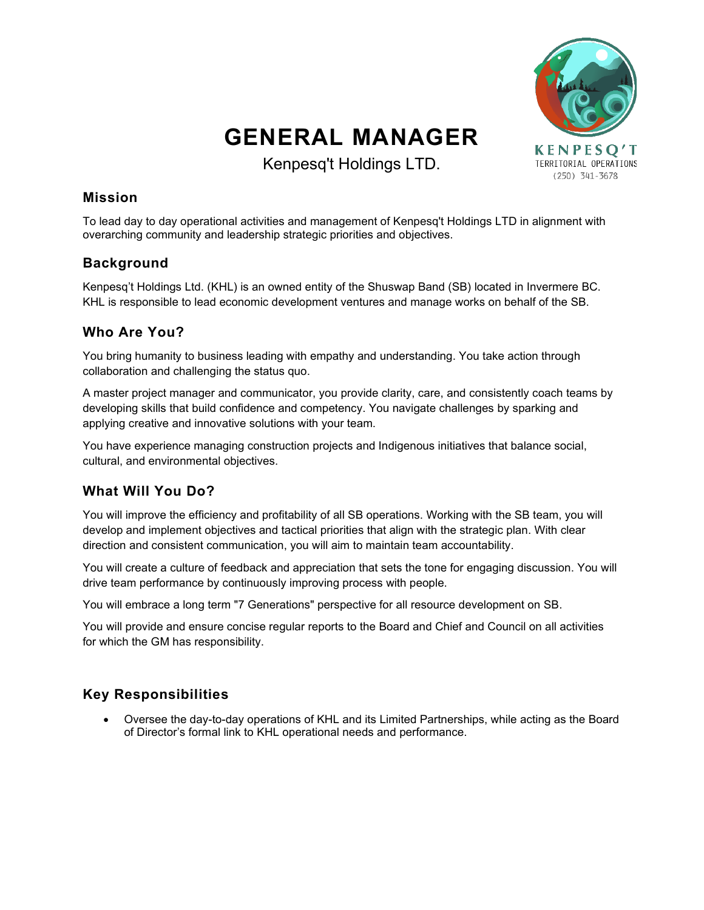# GENERAL MANAGER

Kenpesq't Holdings LTD.

KENPESQ'T
TERRITORIAL OPERATIONS
(250) 341-3678

## Mission

To lead day to day operational activities and management of Kenpesq't Holdings LTD in alignment with overarching community and leadership strategic priorities and objectives.

## Background

Kenpesq't Holdings Ltd. (KHL) is an owned entity of the Shuswap Band (SB) located in Invermere BC. KHL is responsible to lead economic development ventures and manage works on behalf of the SB.

## Who Are You?

You bring humanity to business leading with empathy and understanding. You take action through collaboration and challenging the status quo.

A master project manager and communicator, you provide clarity, care, and consistently coach teams by developing skills that build confidence and competency. You navigate challenges by sparking and applying creative and innovative solutions with your team.

You have experience managing construction projects and Indigenous initiatives that balance social, cultural, and environmental objectives.

## What Will You Do?

You will improve the efficiency and profitability of all SB operations. Working with the SB team, you will develop and implement objectives and tactical priorities that align with the strategic plan. With clear direction and consistent communication, you will aim to maintain team accountability.

You will create a culture of feedback and appreciation that sets the tone for engaging discussion. You will drive team performance by continuously improving process with people.

You will embrace a long term "7 Generations" perspective for all resource development on SB.

You will provide and ensure concise regular reports to the Board and Chief and Council on all activities for which the GM has responsibility.

## Key Responsibilities

- Oversee the day-to-day operations of KHL and its Limited Partnerships, while acting as the Board of Director's formal link to KHL operational needs and performance.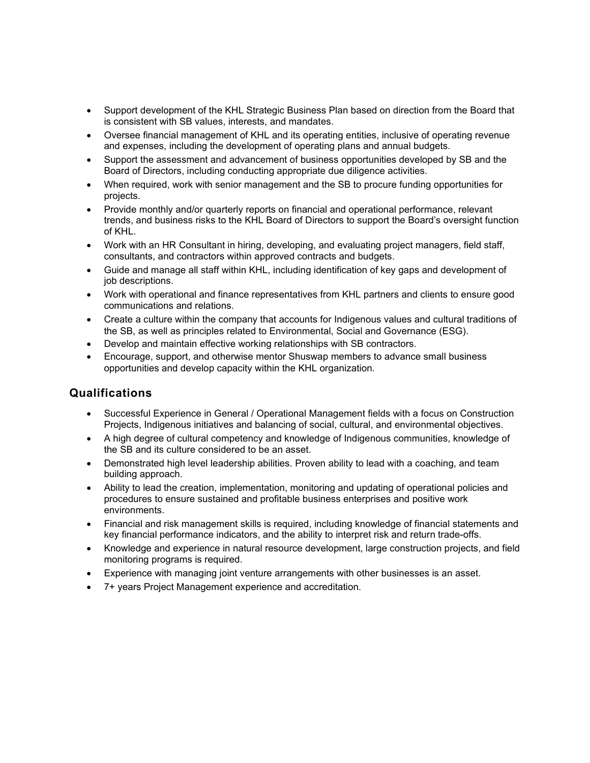- Support development of the KHL Strategic Business Plan based on direction from the Board that is consistent with SB values, interests, and mandates.
- Oversee financial management of KHL and its operating entities, inclusive of operating revenue and expenses, including the development of operating plans and annual budgets.
- Support the assessment and advancement of business opportunities developed by SB and the Board of Directors, including conducting appropriate due diligence activities.
- When required, work with senior management and the SB to procure funding opportunities for projects.
- Provide monthly and/or quarterly reports on financial and operational performance, relevant trends, and business risks to the KHL Board of Directors to support the Board's oversight function of KHL.
- Work with an HR Consultant in hiring, developing, and evaluating project managers, field staff, consultants, and contractors within approved contracts and budgets.
- Guide and manage all staff within KHL, including identification of key gaps and development of job descriptions.
- Work with operational and finance representatives from KHL partners and clients to ensure good communications and relations.
- Create a culture within the company that accounts for Indigenous values and cultural traditions of the SB, as well as principles related to Environmental, Social and Governance (ESG).
- Develop and maintain effective working relationships with SB contractors.
- Encourage, support, and otherwise mentor Shuswap members to advance small business opportunities and develop capacity within the KHL organization.

## Qualifications

- Successful Experience in General / Operational Management fields with a focus on Construction Projects, Indigenous initiatives and balancing of social, cultural, and environmental objectives.
- A high degree of cultural competency and knowledge of Indigenous communities, knowledge of the SB and its culture considered to be an asset.
- Demonstrated high level leadership abilities. Proven ability to lead with a coaching, and team building approach.
- Ability to lead the creation, implementation, monitoring and updating of operational policies and procedures to ensure sustained and profitable business enterprises and positive work environments.
- Financial and risk management skills is required, including knowledge of financial statements and key financial performance indicators, and the ability to interpret risk and return trade-offs.
- Knowledge and experience in natural resource development, large construction projects, and field monitoring programs is required.
- Experience with managing joint venture arrangements with other businesses is an asset.
- 7+ years Project Management experience and accreditation.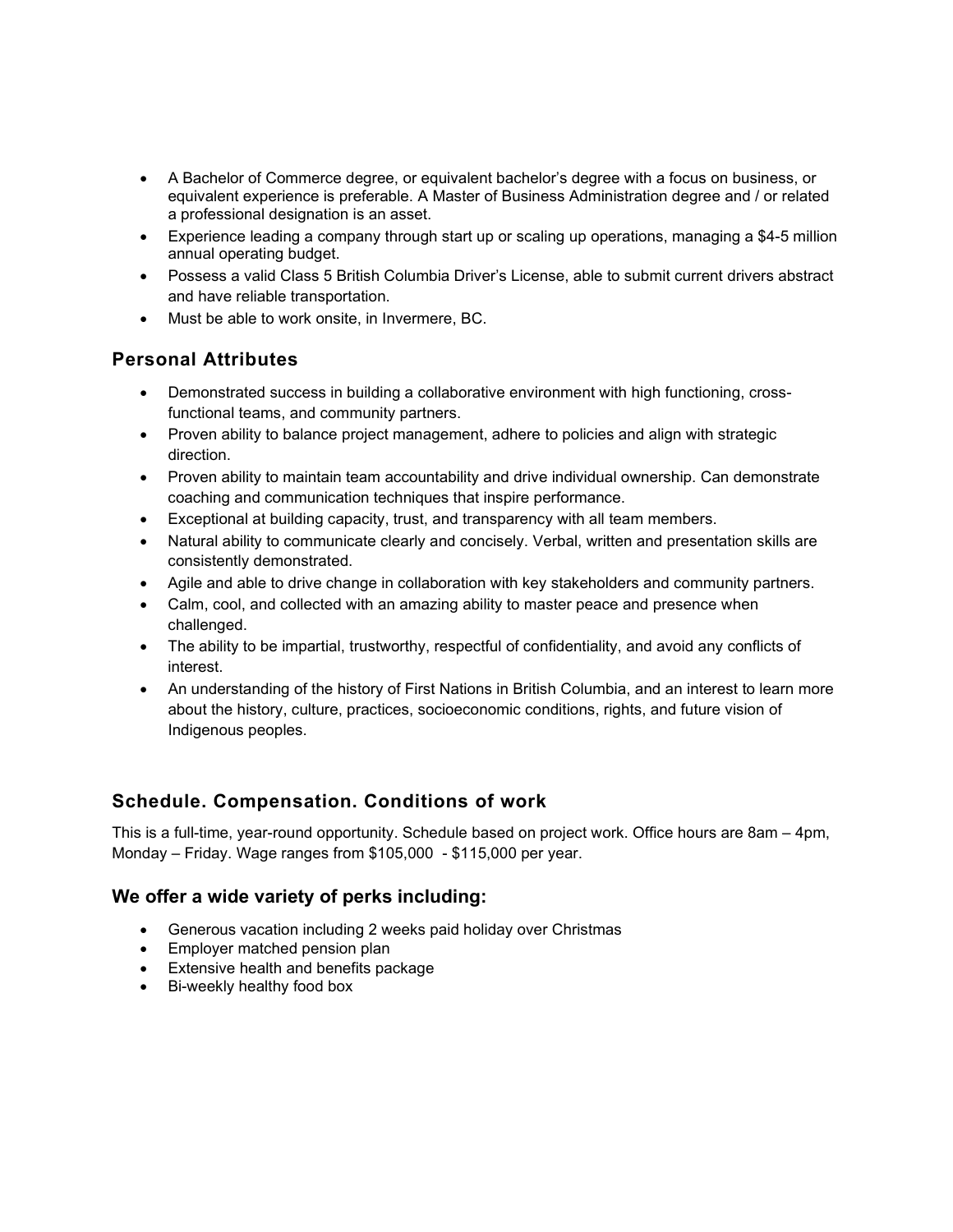- A Bachelor of Commerce degree, or equivalent bachelor's degree with a focus on business, or equivalent experience is preferable. A Master of Business Administration degree and / or related a professional designation is an asset.
- Experience leading a company through start up or scaling up operations, managing a $4-5 million annual operating budget.
- Possess a valid Class 5 British Columbia Driver's License, able to submit current drivers abstract and have reliable transportation.
- Must be able to work onsite, in Invermere, BC.

## Personal Attributes

- Demonstrated success in building a collaborative environment with high functioning, cross-functional teams, and community partners.
- Proven ability to balance project management, adhere to policies and align with strategic direction.
- Proven ability to maintain team accountability and drive individual ownership. Can demonstrate coaching and communication techniques that inspire performance.
- Exceptional at building capacity, trust, and transparency with all team members.
- Natural ability to communicate clearly and concisely. Verbal, written and presentation skills are consistently demonstrated.
- Agile and able to drive change in collaboration with key stakeholders and community partners.
- Calm, cool, and collected with an amazing ability to master peace and presence when challenged.
- The ability to be impartial, trustworthy, respectful of confidentiality, and avoid any conflicts of interest.
- An understanding of the history of First Nations in British Columbia, and an interest to learn more about the history, culture, practices, socioeconomic conditions, rights, and future vision of Indigenous peoples.

## Schedule. Compensation. Conditions of work

This is a full-time, year-round opportunity. Schedule based on project work. Office hours are 8am – 4pm, Monday – Friday. Wage ranges from $105,000 - $115,000 per year.

## We offer a wide variety of perks including:

- Generous vacation including 2 weeks paid holiday over Christmas
- Employer matched pension plan
- Extensive health and benefits package
- Bi-weekly healthy food box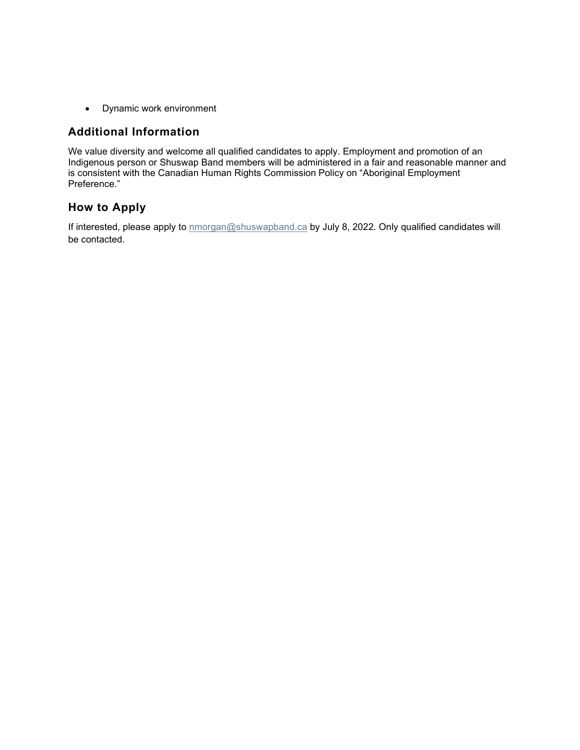- Dynamic work environment

## Additional Information

We value diversity and welcome all qualified candidates to apply. Employment and promotion of an Indigenous person or Shuswap Band members will be administered in a fair and reasonable manner and is consistent with the Canadian Human Rights Commission Policy on "Aboriginal Employment Preference."

## How to Apply

If interested, please apply to nmorgan@shuswapband.ca by July 8, 2022. Only qualified candidates will be contacted.